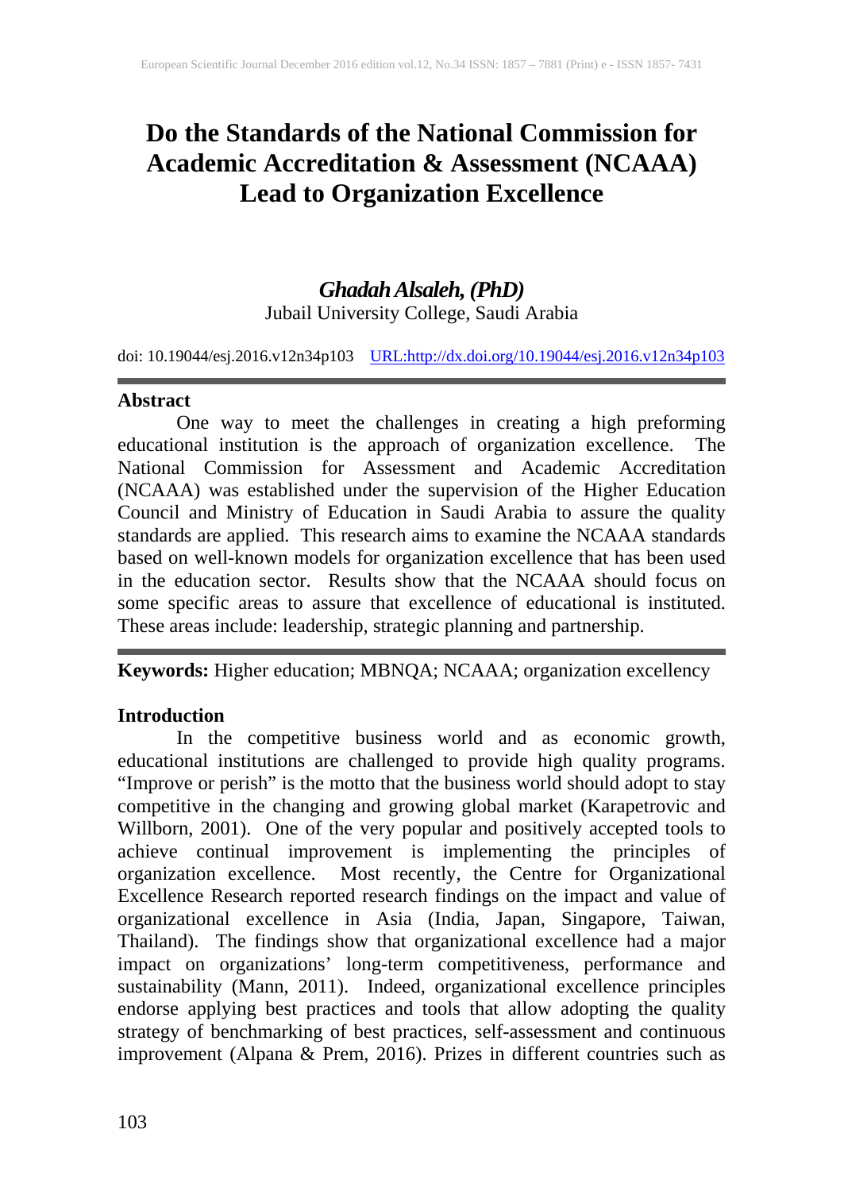# Do the Standards of the National Commission for Academic Accreditation & Assessment (NCAAA) Lead to Organization Excellence

***Ghadah Alsaleh, (PhD)***
Jubail University College, Saudi Arabia

doi: 10.19044/esj.2016.v12n34p103 URL:http://dx.doi.org/10.19044/esj.2016.v12n34p103

## Abstract

One way to meet the challenges in creating a high preforming educational institution is the approach of organization excellence. The National Commission for Assessment and Academic Accreditation (NCAAA) was established under the supervision of the Higher Education Council and Ministry of Education in Saudi Arabia to assure the quality standards are applied. This research aims to examine the NCAAA standards based on well-known models for organization excellence that has been used in the education sector. Results show that the NCAAA should focus on some specific areas to assure that excellence of educational is instituted. These areas include: leadership, strategic planning and partnership.

**Keywords:** Higher education; MBNQA; NCAAA; organization excellency

## Introduction

In the competitive business world and as economic growth, educational institutions are challenged to provide high quality programs. "Improve or perish" is the motto that the business world should adopt to stay competitive in the changing and growing global market (Karapetrovic and Willborn, 2001). One of the very popular and positively accepted tools to achieve continual improvement is implementing the principles of organization excellence. Most recently, the Centre for Organizational Excellence Research reported research findings on the impact and value of organizational excellence in Asia (India, Japan, Singapore, Taiwan, Thailand). The findings show that organizational excellence had a major impact on organizations' long-term competitiveness, performance and sustainability (Mann, 2011). Indeed, organizational excellence principles endorse applying best practices and tools that allow adopting the quality strategy of benchmarking of best practices, self-assessment and continuous improvement (Alpana & Prem, 2016). Prizes in different countries such as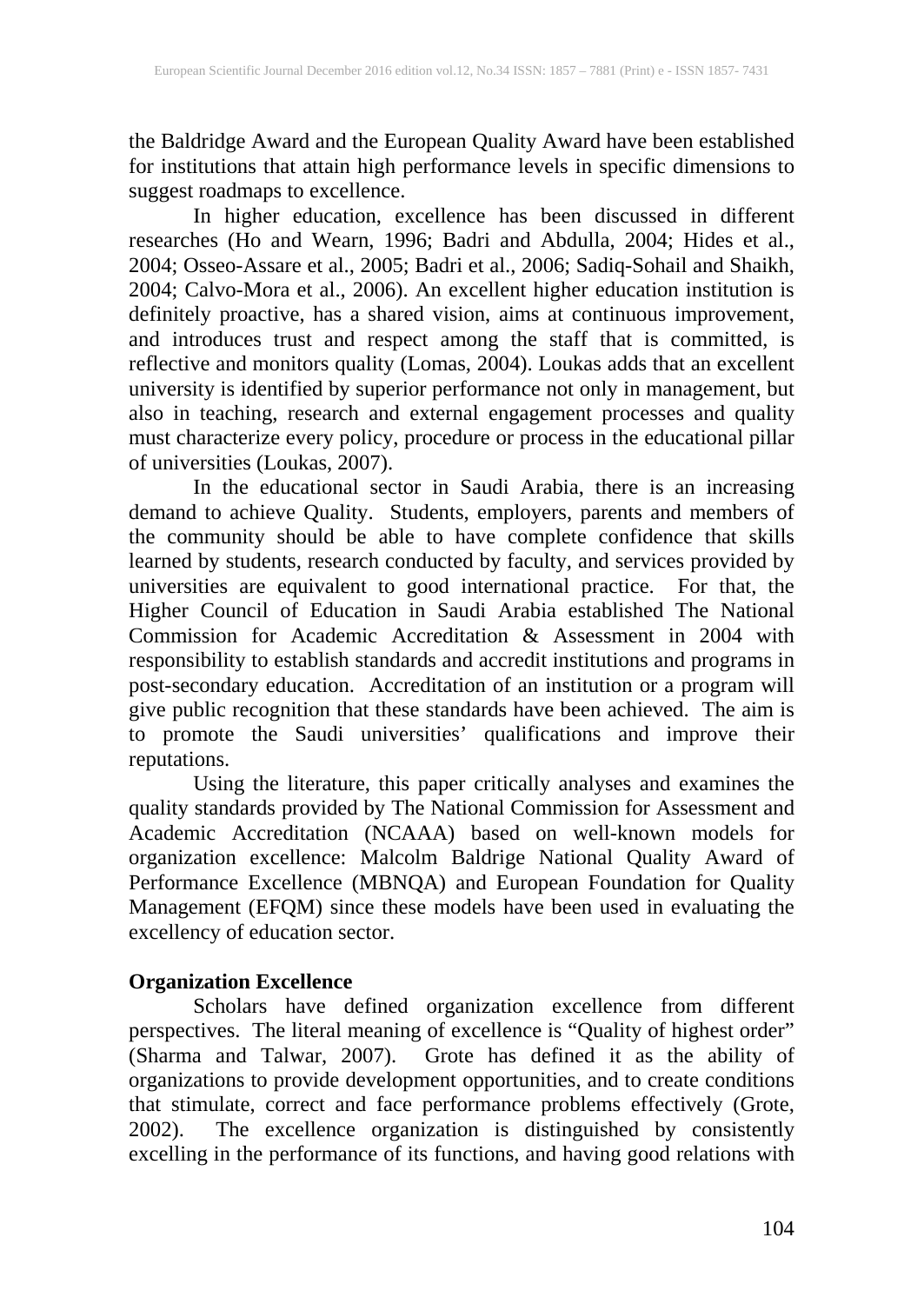the Baldridge Award and the European Quality Award have been established for institutions that attain high performance levels in specific dimensions to suggest roadmaps to excellence.

In higher education, excellence has been discussed in different researches (Ho and Wearn, 1996; Badri and Abdulla, 2004; Hides et al., 2004; Osseo-Assare et al., 2005; Badri et al., 2006; Sadiq-Sohail and Shaikh, 2004; Calvo-Mora et al., 2006). An excellent higher education institution is definitely proactive, has a shared vision, aims at continuous improvement, and introduces trust and respect among the staff that is committed, is reflective and monitors quality (Lomas, 2004). Loukas adds that an excellent university is identified by superior performance not only in management, but also in teaching, research and external engagement processes and quality must characterize every policy, procedure or process in the educational pillar of universities (Loukas, 2007).

In the educational sector in Saudi Arabia, there is an increasing demand to achieve Quality. Students, employers, parents and members of the community should be able to have complete confidence that skills learned by students, research conducted by faculty, and services provided by universities are equivalent to good international practice. For that, the Higher Council of Education in Saudi Arabia established The National Commission for Academic Accreditation & Assessment in 2004 with responsibility to establish standards and accredit institutions and programs in post-secondary education. Accreditation of an institution or a program will give public recognition that these standards have been achieved. The aim is to promote the Saudi universities' qualifications and improve their reputations.

Using the literature, this paper critically analyses and examines the quality standards provided by The National Commission for Assessment and Academic Accreditation (NCAAA) based on well-known models for organization excellence: Malcolm Baldrige National Quality Award of Performance Excellence (MBNQA) and European Foundation for Quality Management (EFQM) since these models have been used in evaluating the excellency of education sector.

## Organization Excellence

Scholars have defined organization excellence from different perspectives. The literal meaning of excellence is "Quality of highest order" (Sharma and Talwar, 2007). Grote has defined it as the ability of organizations to provide development opportunities, and to create conditions that stimulate, correct and face performance problems effectively (Grote, 2002). The excellence organization is distinguished by consistently excelling in the performance of its functions, and having good relations with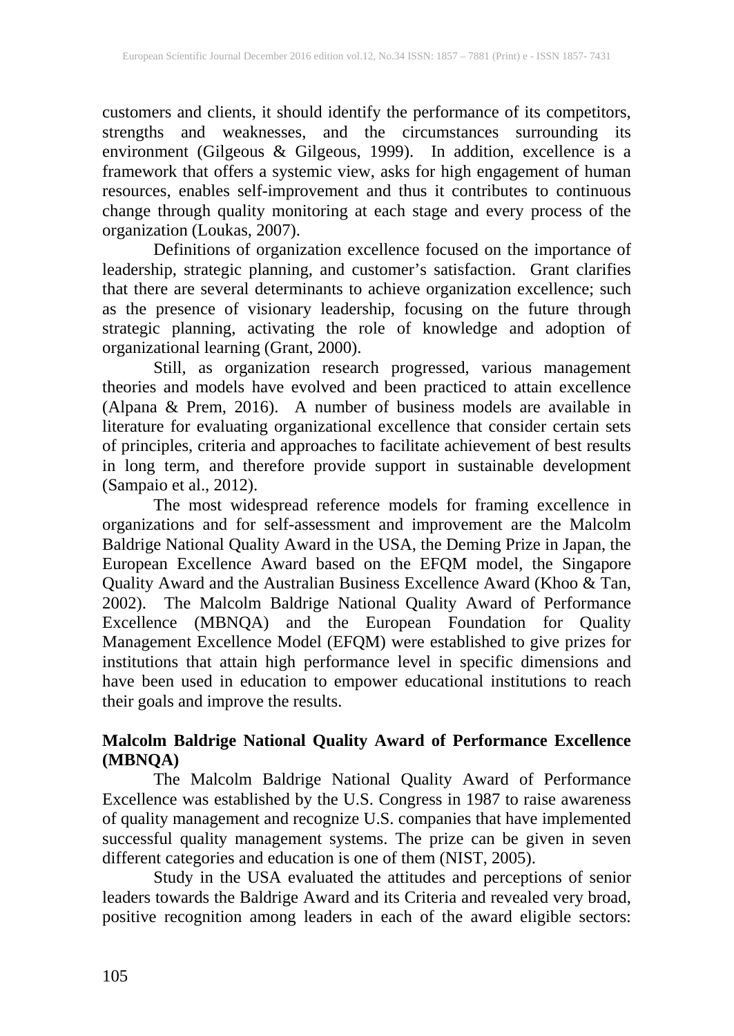customers and clients, it should identify the performance of its competitors, strengths and weaknesses, and the circumstances surrounding its environment (Gilgeous & Gilgeous, 1999). In addition, excellence is a framework that offers a systemic view, asks for high engagement of human resources, enables self-improvement and thus it contributes to continuous change through quality monitoring at each stage and every process of the organization (Loukas, 2007).

Definitions of organization excellence focused on the importance of leadership, strategic planning, and customer's satisfaction. Grant clarifies that there are several determinants to achieve organization excellence; such as the presence of visionary leadership, focusing on the future through strategic planning, activating the role of knowledge and adoption of organizational learning (Grant, 2000).

Still, as organization research progressed, various management theories and models have evolved and been practiced to attain excellence (Alpana & Prem, 2016). A number of business models are available in literature for evaluating organizational excellence that consider certain sets of principles, criteria and approaches to facilitate achievement of best results in long term, and therefore provide support in sustainable development (Sampaio et al., 2012).

The most widespread reference models for framing excellence in organizations and for self-assessment and improvement are the Malcolm Baldrige National Quality Award in the USA, the Deming Prize in Japan, the European Excellence Award based on the EFQM model, the Singapore Quality Award and the Australian Business Excellence Award (Khoo & Tan, 2002). The Malcolm Baldrige National Quality Award of Performance Excellence (MBNQA) and the European Foundation for Quality Management Excellence Model (EFQM) were established to give prizes for institutions that attain high performance level in specific dimensions and have been used in education to empower educational institutions to reach their goals and improve the results.

**Malcolm Baldrige National Quality Award of Performance Excellence (MBNQA)**

The Malcolm Baldrige National Quality Award of Performance Excellence was established by the U.S. Congress in 1987 to raise awareness of quality management and recognize U.S. companies that have implemented successful quality management systems. The prize can be given in seven different categories and education is one of them (NIST, 2005).

Study in the USA evaluated the attitudes and perceptions of senior leaders towards the Baldrige Award and its Criteria and revealed very broad, positive recognition among leaders in each of the award eligible sectors: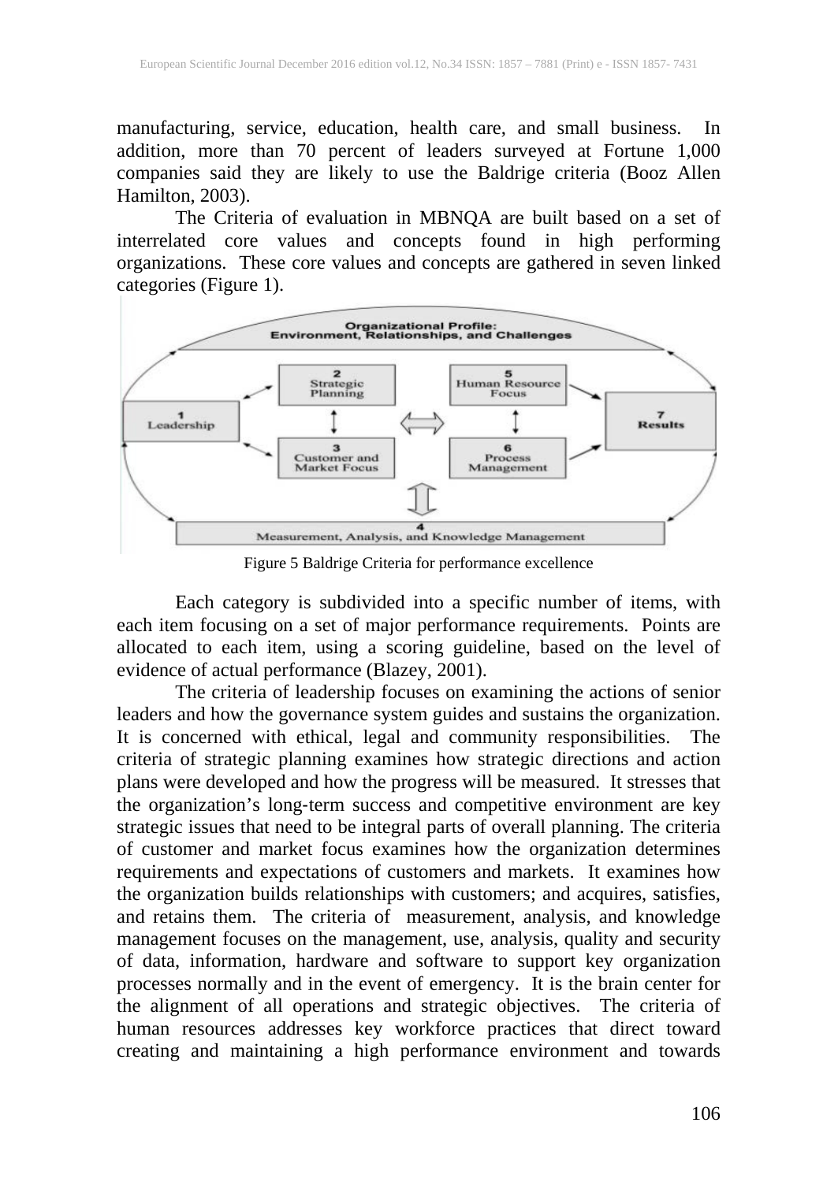manufacturing, service, education, health care, and small business. In addition, more than 70 percent of leaders surveyed at Fortune 1,000 companies said they are likely to use the Baldrige criteria (Booz Allen Hamilton, 2003).

The Criteria of evaluation in MBNQA are built based on a set of interrelated core values and concepts found in high performing organizations. These core values and concepts are gathered in seven linked categories (Figure 1).

Figure 5 Baldrige Criteria for performance excellence

Each category is subdivided into a specific number of items, with each item focusing on a set of major performance requirements. Points are allocated to each item, using a scoring guideline, based on the level of evidence of actual performance (Blazey, 2001).

The criteria of leadership focuses on examining the actions of senior leaders and how the governance system guides and sustains the organization. It is concerned with ethical, legal and community responsibilities. The criteria of strategic planning examines how strategic directions and action plans were developed and how the progress will be measured. It stresses that the organization's long-term success and competitive environment are key strategic issues that need to be integral parts of overall planning. The criteria of customer and market focus examines how the organization determines requirements and expectations of customers and markets. It examines how the organization builds relationships with customers; and acquires, satisfies, and retains them. The criteria of measurement, analysis, and knowledge management focuses on the management, use, analysis, quality and security of data, information, hardware and software to support key organization processes normally and in the event of emergency. It is the brain center for the alignment of all operations and strategic objectives. The criteria of human resources addresses key workforce practices that direct toward creating and maintaining a high performance environment and towards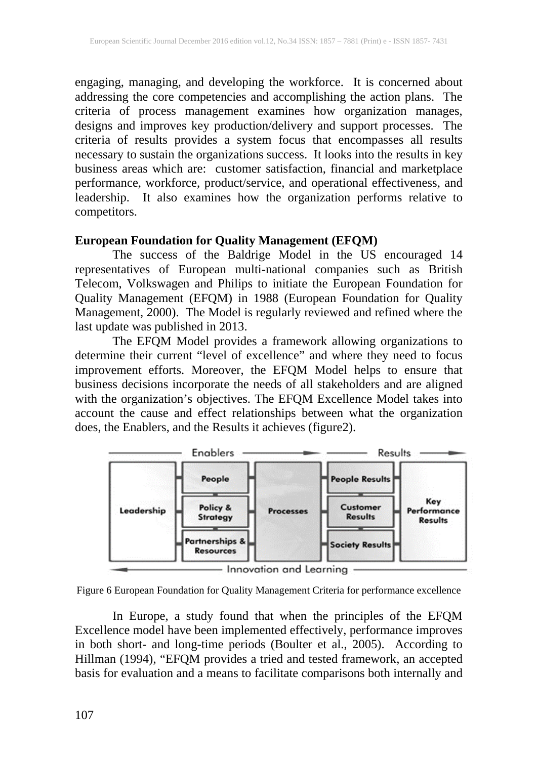engaging, managing, and developing the workforce. It is concerned about addressing the core competencies and accomplishing the action plans. The criteria of process management examines how organization manages, designs and improves key production/delivery and support processes. The criteria of results provides a system focus that encompasses all results necessary to sustain the organizations success. It looks into the results in key business areas which are: customer satisfaction, financial and marketplace performance, workforce, product/service, and operational effectiveness, and leadership. It also examines how the organization performs relative to competitors.

**European Foundation for Quality Management (EFQM)**

The success of the Baldrige Model in the US encouraged 14 representatives of European multi-national companies such as British Telecom, Volkswagen and Philips to initiate the European Foundation for Quality Management (EFQM) in 1988 (European Foundation for Quality Management, 2000). The Model is regularly reviewed and refined where the last update was published in 2013.

The EFQM Model provides a framework allowing organizations to determine their current "level of excellence" and where they need to focus improvement efforts. Moreover, the EFQM Model helps to ensure that business decisions incorporate the needs of all stakeholders and are aligned with the organization's objectives. The EFQM Excellence Model takes into account the cause and effect relationships between what the organization does, the Enablers, and the Results it achieves (figure2).

Enablers → Results

| Leadership | People | Processes | People Results | Key Performance Results |
|---|---|---|---|---|
| | Policy & Strategy | | Customer Results | |
| | Partnerships & Resources | | Society Results | |

← Innovation and Learning

Figure 6 European Foundation for Quality Management Criteria for performance excellence

In Europe, a study found that when the principles of the EFQM Excellence model have been implemented effectively, performance improves in both short- and long-time periods (Boulter et al., 2005). According to Hillman (1994), "EFQM provides a tried and tested framework, an accepted basis for evaluation and a means to facilitate comparisons both internally and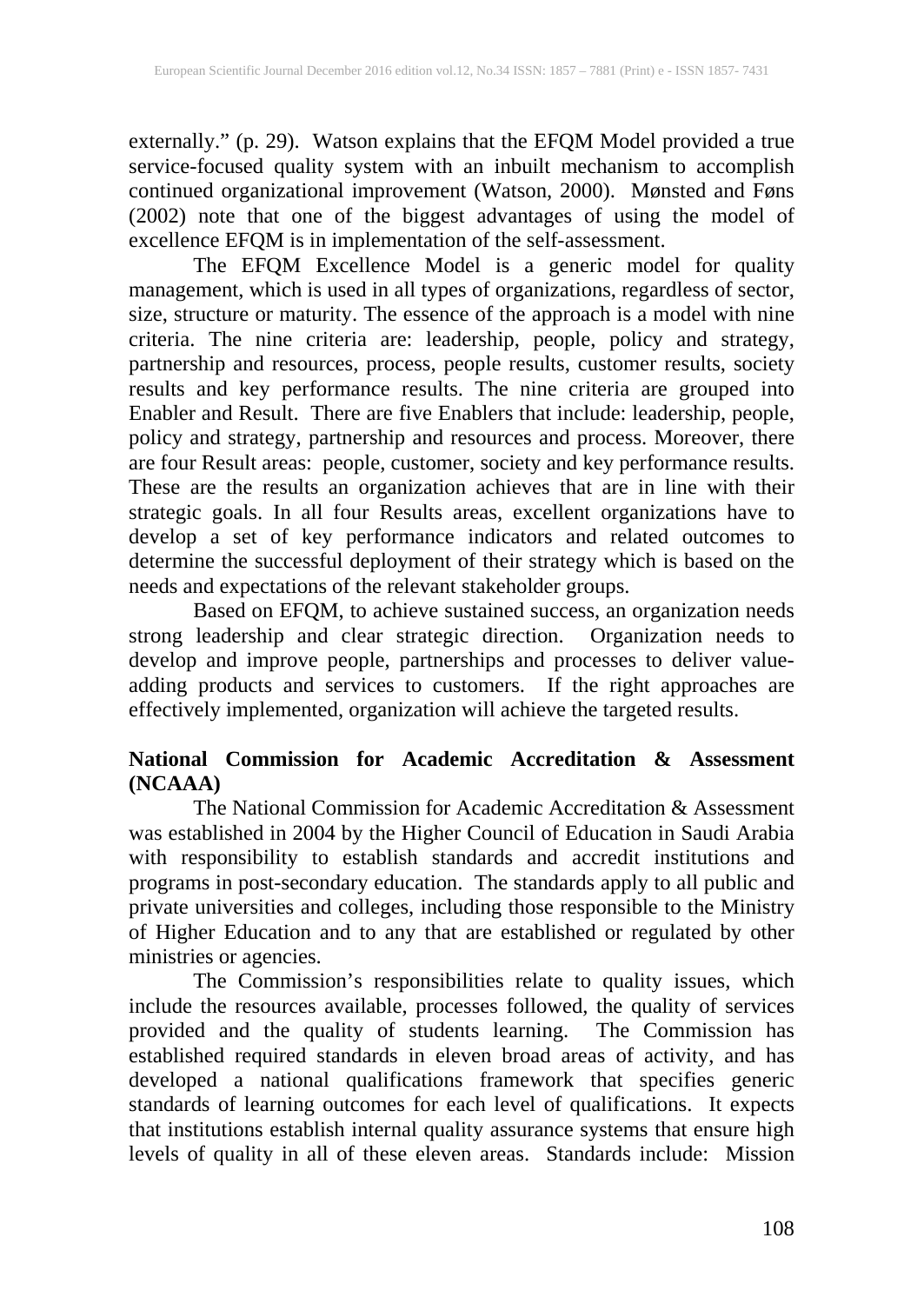externally." (p. 29). Watson explains that the EFQM Model provided a true service-focused quality system with an inbuilt mechanism to accomplish continued organizational improvement (Watson, 2000). Mønsted and Føns (2002) note that one of the biggest advantages of using the model of excellence EFQM is in implementation of the self-assessment.

The EFQM Excellence Model is a generic model for quality management, which is used in all types of organizations, regardless of sector, size, structure or maturity. The essence of the approach is a model with nine criteria. The nine criteria are: leadership, people, policy and strategy, partnership and resources, process, people results, customer results, society results and key performance results. The nine criteria are grouped into Enabler and Result. There are five Enablers that include: leadership, people, policy and strategy, partnership and resources and process. Moreover, there are four Result areas: people, customer, society and key performance results. These are the results an organization achieves that are in line with their strategic goals. In all four Results areas, excellent organizations have to develop a set of key performance indicators and related outcomes to determine the successful deployment of their strategy which is based on the needs and expectations of the relevant stakeholder groups.

Based on EFQM, to achieve sustained success, an organization needs strong leadership and clear strategic direction. Organization needs to develop and improve people, partnerships and processes to deliver value-adding products and services to customers. If the right approaches are effectively implemented, organization will achieve the targeted results.

**National Commission for Academic Accreditation & Assessment (NCAAA)**

The National Commission for Academic Accreditation & Assessment was established in 2004 by the Higher Council of Education in Saudi Arabia with responsibility to establish standards and accredit institutions and programs in post-secondary education. The standards apply to all public and private universities and colleges, including those responsible to the Ministry of Higher Education and to any that are established or regulated by other ministries or agencies.

The Commission's responsibilities relate to quality issues, which include the resources available, processes followed, the quality of services provided and the quality of students learning. The Commission has established required standards in eleven broad areas of activity, and has developed a national qualifications framework that specifies generic standards of learning outcomes for each level of qualifications. It expects that institutions establish internal quality assurance systems that ensure high levels of quality in all of these eleven areas. Standards include: Mission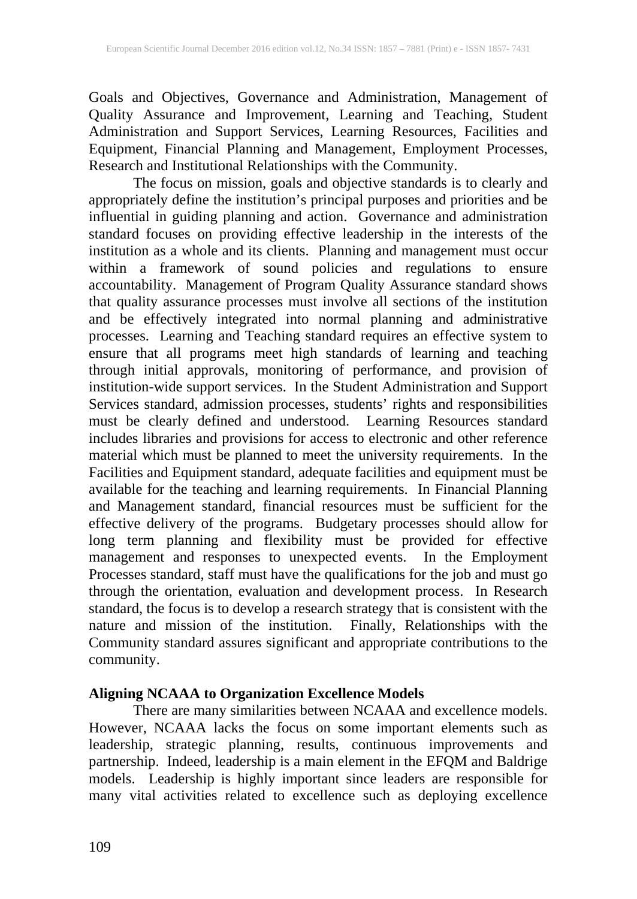Goals and Objectives, Governance and Administration, Management of Quality Assurance and Improvement, Learning and Teaching, Student Administration and Support Services, Learning Resources, Facilities and Equipment, Financial Planning and Management, Employment Processes, Research and Institutional Relationships with the Community.

The focus on mission, goals and objective standards is to clearly and appropriately define the institution's principal purposes and priorities and be influential in guiding planning and action. Governance and administration standard focuses on providing effective leadership in the interests of the institution as a whole and its clients. Planning and management must occur within a framework of sound policies and regulations to ensure accountability. Management of Program Quality Assurance standard shows that quality assurance processes must involve all sections of the institution and be effectively integrated into normal planning and administrative processes. Learning and Teaching standard requires an effective system to ensure that all programs meet high standards of learning and teaching through initial approvals, monitoring of performance, and provision of institution-wide support services. In the Student Administration and Support Services standard, admission processes, students' rights and responsibilities must be clearly defined and understood. Learning Resources standard includes libraries and provisions for access to electronic and other reference material which must be planned to meet the university requirements. In the Facilities and Equipment standard, adequate facilities and equipment must be available for the teaching and learning requirements. In Financial Planning and Management standard, financial resources must be sufficient for the effective delivery of the programs. Budgetary processes should allow for long term planning and flexibility must be provided for effective management and responses to unexpected events. In the Employment Processes standard, staff must have the qualifications for the job and must go through the orientation, evaluation and development process. In Research standard, the focus is to develop a research strategy that is consistent with the nature and mission of the institution. Finally, Relationships with the Community standard assures significant and appropriate contributions to the community.

**Aligning NCAAA to Organization Excellence Models**

There are many similarities between NCAAA and excellence models. However, NCAAA lacks the focus on some important elements such as leadership, strategic planning, results, continuous improvements and partnership. Indeed, leadership is a main element in the EFQM and Baldrige models. Leadership is highly important since leaders are responsible for many vital activities related to excellence such as deploying excellence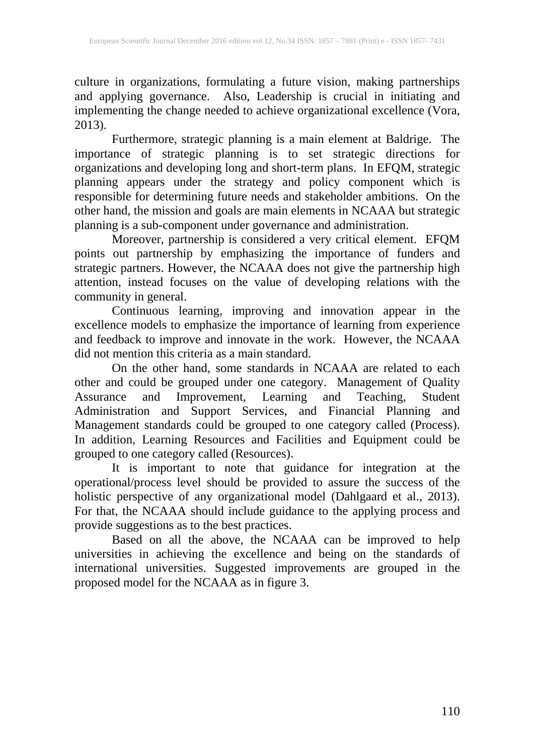culture in organizations, formulating a future vision, making partnerships and applying governance. Also, Leadership is crucial in initiating and implementing the change needed to achieve organizational excellence (Vora, 2013).

Furthermore, strategic planning is a main element at Baldrige. The importance of strategic planning is to set strategic directions for organizations and developing long and short-term plans. In EFQM, strategic planning appears under the strategy and policy component which is responsible for determining future needs and stakeholder ambitions. On the other hand, the mission and goals are main elements in NCAAA but strategic planning is a sub-component under governance and administration.

Moreover, partnership is considered a very critical element. EFQM points out partnership by emphasizing the importance of funders and strategic partners. However, the NCAAA does not give the partnership high attention, instead focuses on the value of developing relations with the community in general.

Continuous learning, improving and innovation appear in the excellence models to emphasize the importance of learning from experience and feedback to improve and innovate in the work. However, the NCAAA did not mention this criteria as a main standard.

On the other hand, some standards in NCAAA are related to each other and could be grouped under one category. Management of Quality Assurance and Improvement, Learning and Teaching, Student Administration and Support Services, and Financial Planning and Management standards could be grouped to one category called (Process). In addition, Learning Resources and Facilities and Equipment could be grouped to one category called (Resources).

It is important to note that guidance for integration at the operational/process level should be provided to assure the success of the holistic perspective of any organizational model (Dahlgaard et al., 2013). For that, the NCAAA should include guidance to the applying process and provide suggestions as to the best practices.

Based on all the above, the NCAAA can be improved to help universities in achieving the excellence and being on the standards of international universities. Suggested improvements are grouped in the proposed model for the NCAAA as in figure 3.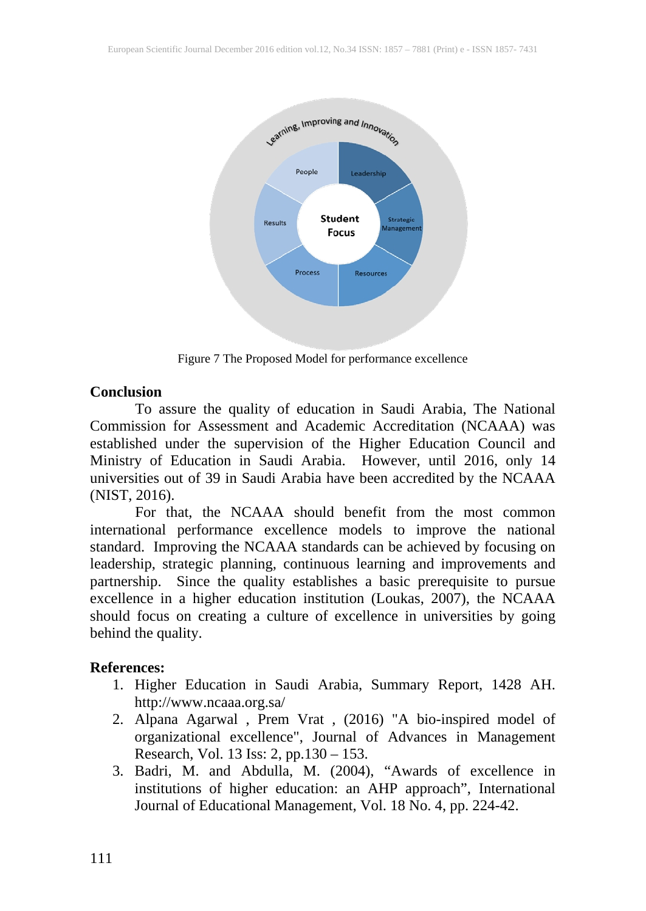Figure 7 The Proposed Model for performance excellence

## Conclusion

To assure the quality of education in Saudi Arabia, The National Commission for Assessment and Academic Accreditation (NCAAA) was established under the supervision of the Higher Education Council and Ministry of Education in Saudi Arabia. However, until 2016, only 14 universities out of 39 in Saudi Arabia have been accredited by the NCAAA (NIST, 2016).

For that, the NCAAA should benefit from the most common international performance excellence models to improve the national standard. Improving the NCAAA standards can be achieved by focusing on leadership, strategic planning, continuous learning and improvements and partnership. Since the quality establishes a basic prerequisite to pursue excellence in a higher education institution (Loukas, 2007), the NCAAA should focus on creating a culture of excellence in universities by going behind the quality.

## References:

1. Higher Education in Saudi Arabia, Summary Report, 1428 AH. http://www.ncaaa.org.sa/
2. Alpana Agarwal , Prem Vrat , (2016) "A bio-inspired model of organizational excellence", Journal of Advances in Management Research, Vol. 13 Iss: 2, pp.130 – 153.
3. Badri, M. and Abdulla, M. (2004), “Awards of excellence in institutions of higher education: an AHP approach”, International Journal of Educational Management, Vol. 18 No. 4, pp. 224-42.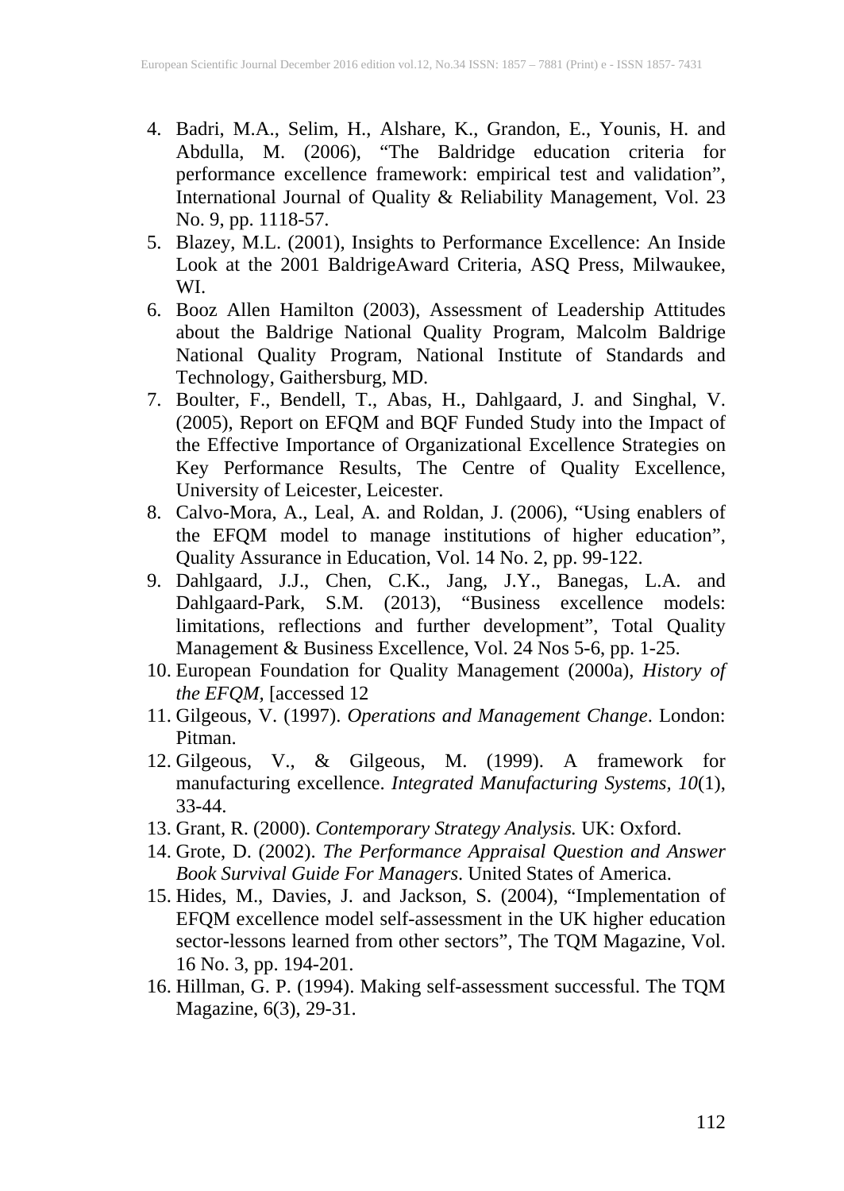4. Badri, M.A., Selim, H., Alshare, K., Grandon, E., Younis, H. and Abdulla, M. (2006), "The Baldridge education criteria for performance excellence framework: empirical test and validation", International Journal of Quality & Reliability Management, Vol. 23 No. 9, pp. 1118-57.
5. Blazey, M.L. (2001), Insights to Performance Excellence: An Inside Look at the 2001 BaldrigeAward Criteria, ASQ Press, Milwaukee, WI.
6. Booz Allen Hamilton (2003), Assessment of Leadership Attitudes about the Baldrige National Quality Program, Malcolm Baldrige National Quality Program, National Institute of Standards and Technology, Gaithersburg, MD.
7. Boulter, F., Bendell, T., Abas, H., Dahlgaard, J. and Singhal, V. (2005), Report on EFQM and BQF Funded Study into the Impact of the Effective Importance of Organizational Excellence Strategies on Key Performance Results, The Centre of Quality Excellence, University of Leicester, Leicester.
8. Calvo-Mora, A., Leal, A. and Roldan, J. (2006), "Using enablers of the EFQM model to manage institutions of higher education", Quality Assurance in Education, Vol. 14 No. 2, pp. 99-122.
9. Dahlgaard, J.J., Chen, C.K., Jang, J.Y., Banegas, L.A. and Dahlgaard-Park, S.M. (2013), "Business excellence models: limitations, reflections and further development", Total Quality Management & Business Excellence, Vol. 24 Nos 5-6, pp. 1-25.
10. European Foundation for Quality Management (2000a), *History of the EFQM*, [accessed 12
11. Gilgeous, V. (1997). *Operations and Management Change*. London: Pitman.
12. Gilgeous, V., & Gilgeous, M. (1999). A framework for manufacturing excellence. *Integrated Manufacturing Systems, 10*(1), 33-44.
13. Grant, R. (2000). *Contemporary Strategy Analysis.* UK: Oxford.
14. Grote, D. (2002). *The Performance Appraisal Question and Answer Book Survival Guide For Managers*. United States of America.
15. Hides, M., Davies, J. and Jackson, S. (2004), "Implementation of EFQM excellence model self-assessment in the UK higher education sector-lessons learned from other sectors", The TQM Magazine, Vol. 16 No. 3, pp. 194-201.
16. Hillman, G. P. (1994). Making self-assessment successful. The TQM Magazine, 6(3), 29-31.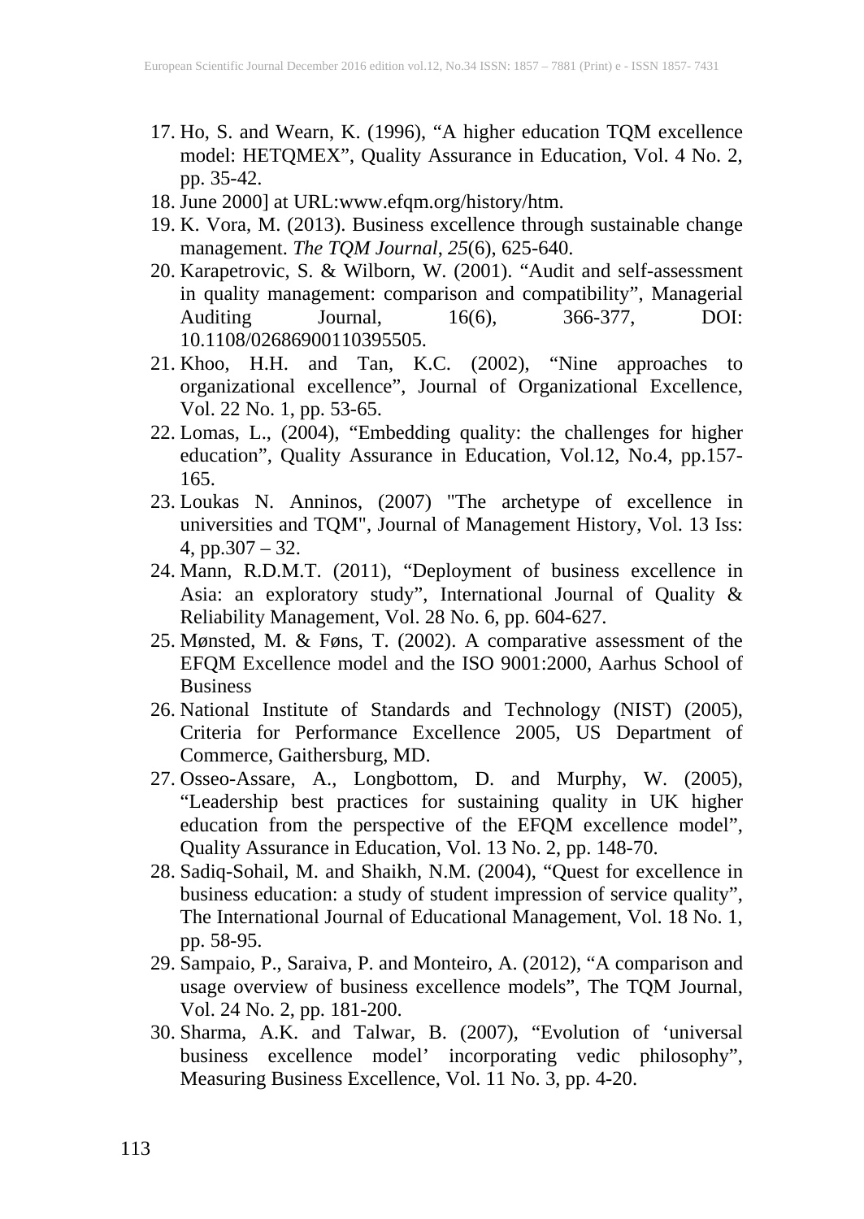17. Ho, S. and Wearn, K. (1996), “A higher education TQM excellence model: HETQMEX”, Quality Assurance in Education, Vol. 4 No. 2, pp. 35-42.
18. June 2000] at URL:www.efqm.org/history/htm.
19. K. Vora, M. (2013). Business excellence through sustainable change management. *The TQM Journal*, *25*(6), 625-640.
20. Karapetrovic, S. & Wilborn, W. (2001). “Audit and self-assessment in quality management: comparison and compatibility”, Managerial Auditing Journal, 16(6), 366-377, DOI: 10.1108/02686900110395505.
21. Khoo, H.H. and Tan, K.C. (2002), “Nine approaches to organizational excellence”, Journal of Organizational Excellence, Vol. 22 No. 1, pp. 53-65.
22. Lomas, L., (2004), “Embedding quality: the challenges for higher education”, Quality Assurance in Education, Vol.12, No.4, pp.157-165.
23. Loukas N. Anninos, (2007) "The archetype of excellence in universities and TQM", Journal of Management History, Vol. 13 Iss: 4, pp.307 – 32.
24. Mann, R.D.M.T. (2011), “Deployment of business excellence in Asia: an exploratory study”, International Journal of Quality & Reliability Management, Vol. 28 No. 6, pp. 604-627.
25. Mønsted, M. & Føns, T. (2002). A comparative assessment of the EFQM Excellence model and the ISO 9001:2000, Aarhus School of Business
26. National Institute of Standards and Technology (NIST) (2005), Criteria for Performance Excellence 2005, US Department of Commerce, Gaithersburg, MD.
27. Osseo-Assare, A., Longbottom, D. and Murphy, W. (2005), “Leadership best practices for sustaining quality in UK higher education from the perspective of the EFQM excellence model”, Quality Assurance in Education, Vol. 13 No. 2, pp. 148-70.
28. Sadiq-Sohail, M. and Shaikh, N.M. (2004), “Quest for excellence in business education: a study of student impression of service quality”, The International Journal of Educational Management, Vol. 18 No. 1, pp. 58-95.
29. Sampaio, P., Saraiva, P. and Monteiro, A. (2012), “A comparison and usage overview of business excellence models”, The TQM Journal, Vol. 24 No. 2, pp. 181-200.
30. Sharma, A.K. and Talwar, B. (2007), “Evolution of ‘universal business excellence model’ incorporating vedic philosophy”, Measuring Business Excellence, Vol. 11 No. 3, pp. 4-20.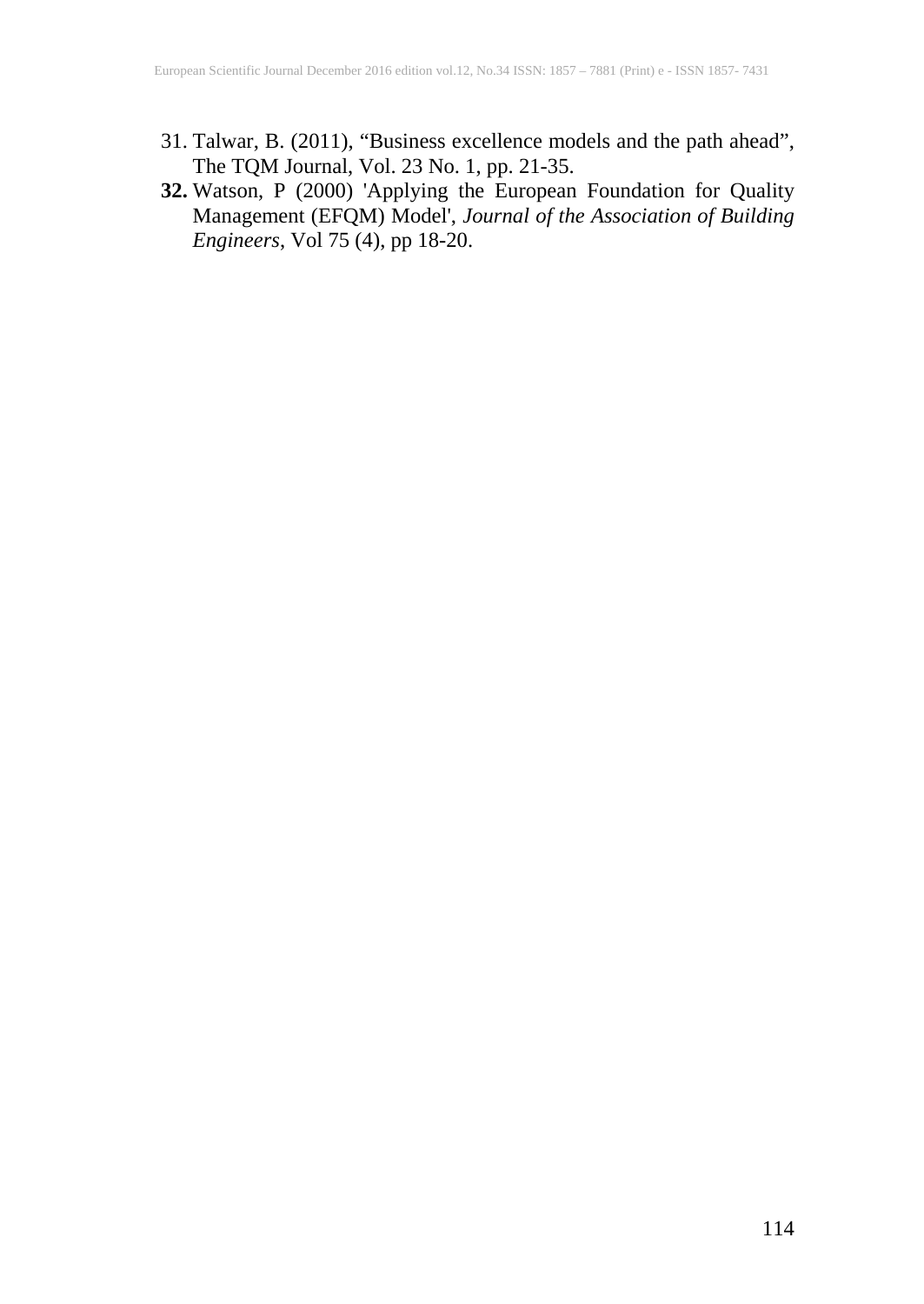31. Talwar, B. (2011), “Business excellence models and the path ahead”, The TQM Journal, Vol. 23 No. 1, pp. 21-35.
32. Watson, P (2000) 'Applying the European Foundation for Quality Management (EFQM) Model', *Journal of the Association of Building Engineers*, Vol 75 (4), pp 18-20.